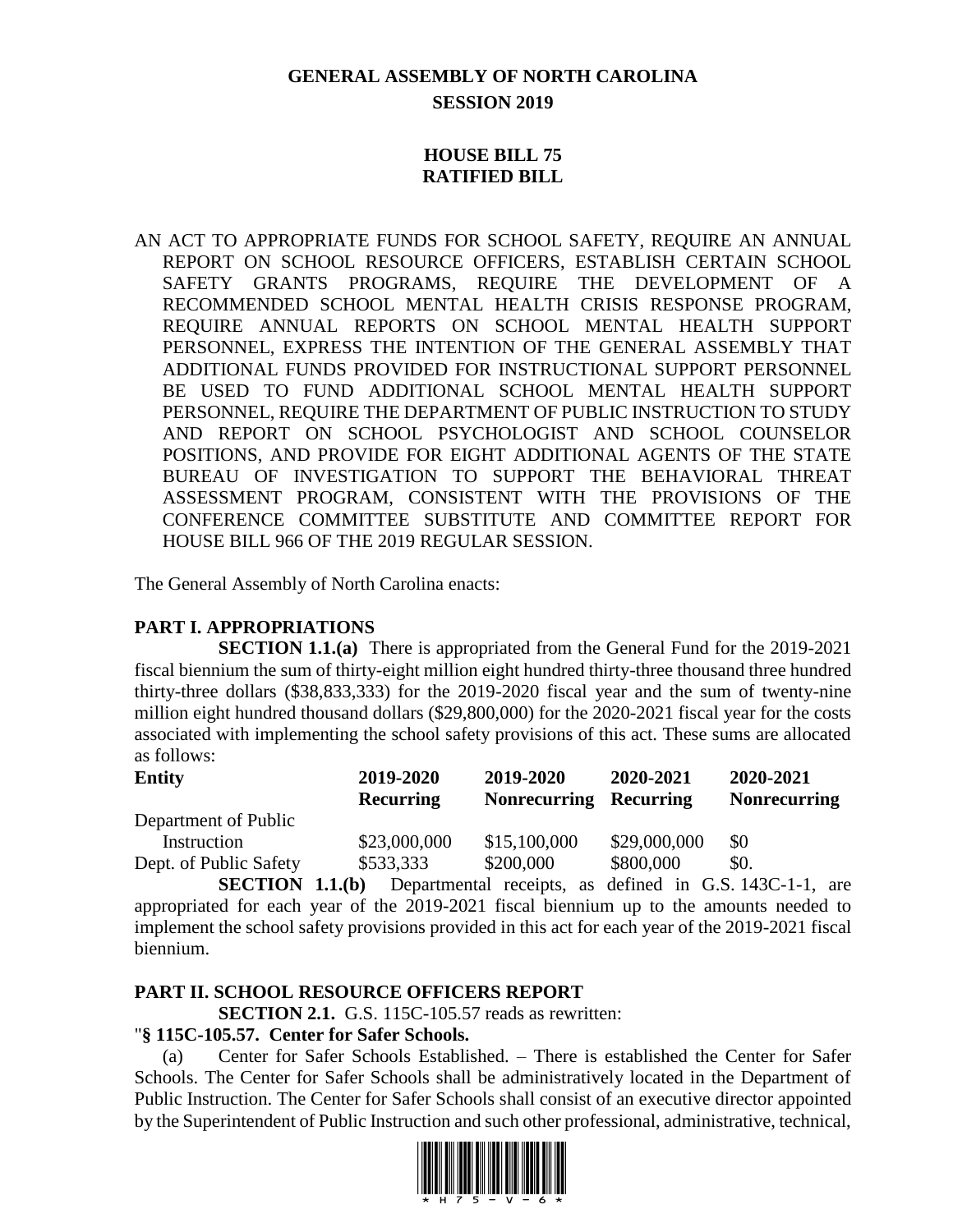# GENERAL ASSEMBLY OF NORTH CAROLINA
## SESSION 2019

## HOUSE BILL 75
## RATIFIED BILL

AN ACT TO APPROPRIATE FUNDS FOR SCHOOL SAFETY, REQUIRE AN ANNUAL REPORT ON SCHOOL RESOURCE OFFICERS, ESTABLISH CERTAIN SCHOOL SAFETY GRANTS PROGRAMS, REQUIRE THE DEVELOPMENT OF A RECOMMENDED SCHOOL MENTAL HEALTH CRISIS RESPONSE PROGRAM, REQUIRE ANNUAL REPORTS ON SCHOOL MENTAL HEALTH SUPPORT PERSONNEL, EXPRESS THE INTENTION OF THE GENERAL ASSEMBLY THAT ADDITIONAL FUNDS PROVIDED FOR INSTRUCTIONAL SUPPORT PERSONNEL BE USED TO FUND ADDITIONAL SCHOOL MENTAL HEALTH SUPPORT PERSONNEL, REQUIRE THE DEPARTMENT OF PUBLIC INSTRUCTION TO STUDY AND REPORT ON SCHOOL PSYCHOLOGIST AND SCHOOL COUNSELOR POSITIONS, AND PROVIDE FOR EIGHT ADDITIONAL AGENTS OF THE STATE BUREAU OF INVESTIGATION TO SUPPORT THE BEHAVIORAL THREAT ASSESSMENT PROGRAM, CONSISTENT WITH THE PROVISIONS OF THE CONFERENCE COMMITTEE SUBSTITUTE AND COMMITTEE REPORT FOR HOUSE BILL 966 OF THE 2019 REGULAR SESSION.

The General Assembly of North Carolina enacts:

**PART I. APPROPRIATIONS**

**SECTION 1.1.(a)** There is appropriated from the General Fund for the 2019-2021 fiscal biennium the sum of thirty-eight million eight hundred thirty-three thousand three hundred thirty-three dollars ($38,833,333) for the 2019-2020 fiscal year and the sum of twenty-nine million eight hundred thousand dollars ($29,800,000) for the 2020-2021 fiscal year for the costs associated with implementing the school safety provisions of this act. These sums are allocated as follows:

| Entity | 2019-2020 Recurring | 2019-2020 Nonrecurring | 2020-2021 Recurring | 2020-2021 Nonrecurring |
|---|---|---|---|---|
| Department of Public Instruction | $23,000,000 | $15,100,000 | $29,000,000 | $0 |
| Dept. of Public Safety | $533,333 | $200,000 | $800,000 | $0. |

**SECTION 1.1.(b)** Departmental receipts, as defined in G.S. 143C-1-1, are appropriated for each year of the 2019-2021 fiscal biennium up to the amounts needed to implement the school safety provisions provided in this act for each year of the 2019-2021 fiscal biennium.

**PART II. SCHOOL RESOURCE OFFICERS REPORT**

**SECTION 2.1.** G.S. 115C-105.57 reads as rewritten:

"**§ 115C-105.57. Center for Safer Schools.**

(a) Center for Safer Schools Established. – There is established the Center for Safer Schools. The Center for Safer Schools shall be administratively located in the Department of Public Instruction. The Center for Safer Schools shall consist of an executive director appointed by the Superintendent of Public Instruction and such other professional, administrative, technical,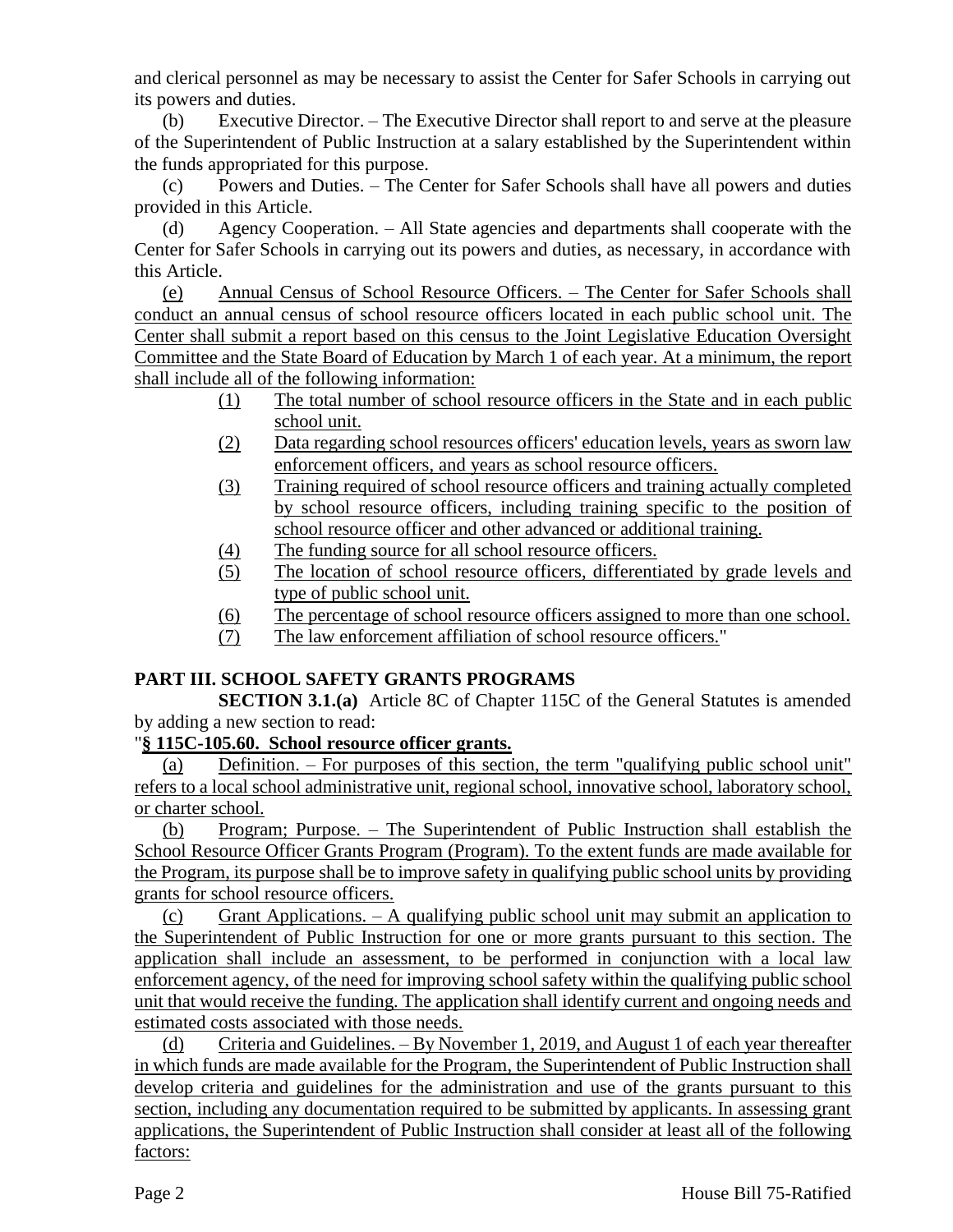and clerical personnel as may be necessary to assist the Center for Safer Schools in carrying out its powers and duties.

(b) Executive Director. – The Executive Director shall report to and serve at the pleasure of the Superintendent of Public Instruction at a salary established by the Superintendent within the funds appropriated for this purpose.

(c) Powers and Duties. – The Center for Safer Schools shall have all powers and duties provided in this Article.

(d) Agency Cooperation. – All State agencies and departments shall cooperate with the Center for Safer Schools in carrying out its powers and duties, as necessary, in accordance with this Article.

(e) Annual Census of School Resource Officers. – The Center for Safer Schools shall conduct an annual census of school resource officers located in each public school unit. The Center shall submit a report based on this census to the Joint Legislative Education Oversight Committee and the State Board of Education by March 1 of each year. At a minimum, the report shall include all of the following information:

(1) The total number of school resource officers in the State and in each public school unit.

(2) Data regarding school resources officers' education levels, years as sworn law enforcement officers, and years as school resource officers.

(3) Training required of school resource officers and training actually completed by school resource officers, including training specific to the position of school resource officer and other advanced or additional training.

(4) The funding source for all school resource officers.

(5) The location of school resource officers, differentiated by grade levels and type of public school unit.

(6) The percentage of school resource officers assigned to more than one school.

(7) The law enforcement affiliation of school resource officers."

## PART III. SCHOOL SAFETY GRANTS PROGRAMS

**SECTION 3.1.(a)** Article 8C of Chapter 115C of the General Statutes is amended by adding a new section to read:

"**§ 115C-105.60. School resource officer grants.**

(a) Definition. – For purposes of this section, the term "qualifying public school unit" refers to a local school administrative unit, regional school, innovative school, laboratory school, or charter school.

(b) Program; Purpose. – The Superintendent of Public Instruction shall establish the School Resource Officer Grants Program (Program). To the extent funds are made available for the Program, its purpose shall be to improve safety in qualifying public school units by providing grants for school resource officers.

(c) Grant Applications. – A qualifying public school unit may submit an application to the Superintendent of Public Instruction for one or more grants pursuant to this section. The application shall include an assessment, to be performed in conjunction with a local law enforcement agency, of the need for improving school safety within the qualifying public school unit that would receive the funding. The application shall identify current and ongoing needs and estimated costs associated with those needs.

(d) Criteria and Guidelines. – By November 1, 2019, and August 1 of each year thereafter in which funds are made available for the Program, the Superintendent of Public Instruction shall develop criteria and guidelines for the administration and use of the grants pursuant to this section, including any documentation required to be submitted by applicants. In assessing grant applications, the Superintendent of Public Instruction shall consider at least all of the following factors: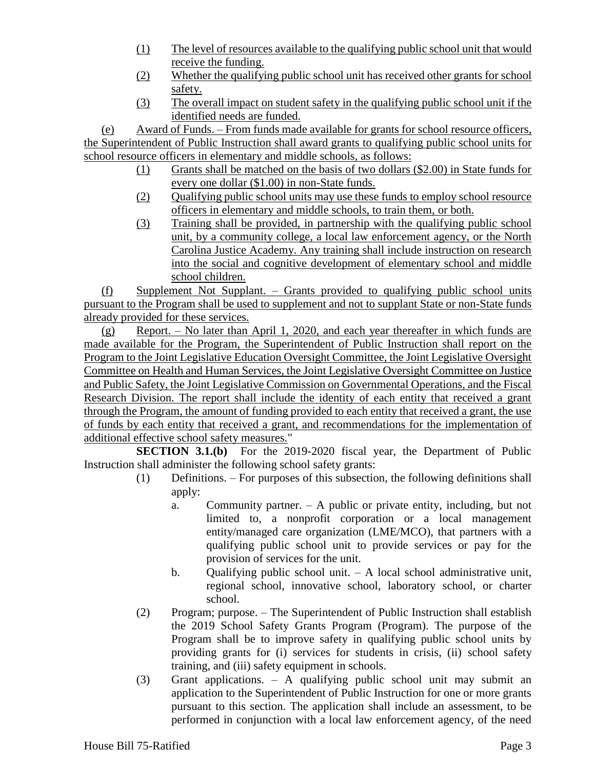(1) The level of resources available to the qualifying public school unit that would receive the funding.

(2) Whether the qualifying public school unit has received other grants for school safety.

(3) The overall impact on student safety in the qualifying public school unit if the identified needs are funded.

(e) Award of Funds. – From funds made available for grants for school resource officers, the Superintendent of Public Instruction shall award grants to qualifying public school units for school resource officers in elementary and middle schools, as follows:

(1) Grants shall be matched on the basis of two dollars ($2.00) in State funds for every one dollar ($1.00) in non-State funds.

(2) Qualifying public school units may use these funds to employ school resource officers in elementary and middle schools, to train them, or both.

(3) Training shall be provided, in partnership with the qualifying public school unit, by a community college, a local law enforcement agency, or the North Carolina Justice Academy. Any training shall include instruction on research into the social and cognitive development of elementary school and middle school children.

(f) Supplement Not Supplant. – Grants provided to qualifying public school units pursuant to the Program shall be used to supplement and not to supplant State or non-State funds already provided for these services.

(g) Report. – No later than April 1, 2020, and each year thereafter in which funds are made available for the Program, the Superintendent of Public Instruction shall report on the Program to the Joint Legislative Education Oversight Committee, the Joint Legislative Oversight Committee on Health and Human Services, the Joint Legislative Oversight Committee on Justice and Public Safety, the Joint Legislative Commission on Governmental Operations, and the Fiscal Research Division. The report shall include the identity of each entity that received a grant through the Program, the amount of funding provided to each entity that received a grant, the use of funds by each entity that received a grant, and recommendations for the implementation of additional effective school safety measures."

**SECTION 3.1.(b)** For the 2019-2020 fiscal year, the Department of Public Instruction shall administer the following school safety grants:

(1) Definitions. – For purposes of this subsection, the following definitions shall apply:

a. Community partner. – A public or private entity, including, but not limited to, a nonprofit corporation or a local management entity/managed care organization (LME/MCO), that partners with a qualifying public school unit to provide services or pay for the provision of services for the unit.

b. Qualifying public school unit. – A local school administrative unit, regional school, innovative school, laboratory school, or charter school.

(2) Program; purpose. – The Superintendent of Public Instruction shall establish the 2019 School Safety Grants Program (Program). The purpose of the Program shall be to improve safety in qualifying public school units by providing grants for (i) services for students in crisis, (ii) school safety training, and (iii) safety equipment in schools.

(3) Grant applications. – A qualifying public school unit may submit an application to the Superintendent of Public Instruction for one or more grants pursuant to this section. The application shall include an assessment, to be performed in conjunction with a local law enforcement agency, of the need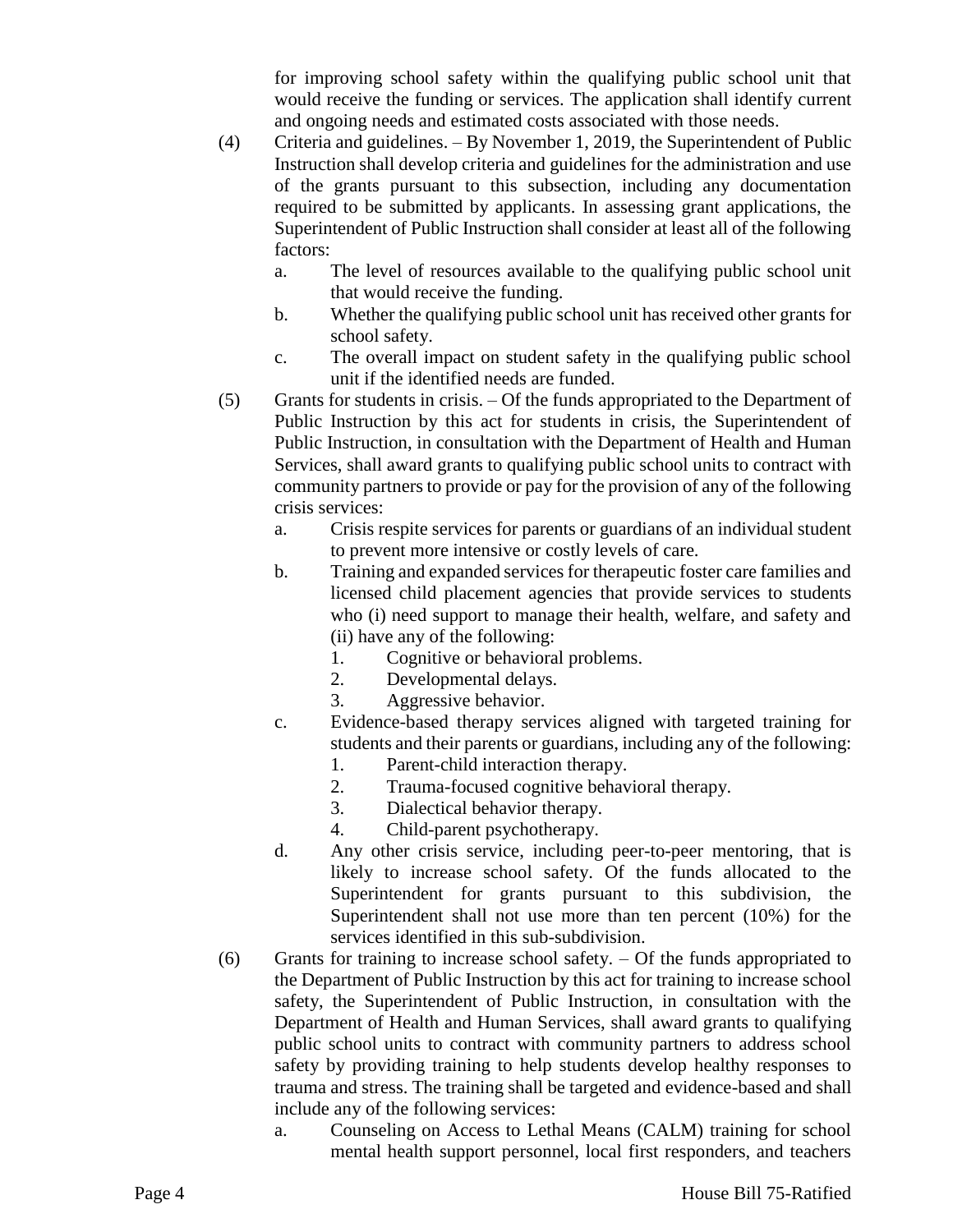for improving school safety within the qualifying public school unit that would receive the funding or services. The application shall identify current and ongoing needs and estimated costs associated with those needs.

(4) Criteria and guidelines. – By November 1, 2019, the Superintendent of Public Instruction shall develop criteria and guidelines for the administration and use of the grants pursuant to this subsection, including any documentation required to be submitted by applicants. In assessing grant applications, the Superintendent of Public Instruction shall consider at least all of the following factors:

 a. The level of resources available to the qualifying public school unit that would receive the funding.
 b. Whether the qualifying public school unit has received other grants for school safety.
 c. The overall impact on student safety in the qualifying public school unit if the identified needs are funded.

(5) Grants for students in crisis. – Of the funds appropriated to the Department of Public Instruction by this act for students in crisis, the Superintendent of Public Instruction, in consultation with the Department of Health and Human Services, shall award grants to qualifying public school units to contract with community partners to provide or pay for the provision of any of the following crisis services:

 a. Crisis respite services for parents or guardians of an individual student to prevent more intensive or costly levels of care.
 b. Training and expanded services for therapeutic foster care families and licensed child placement agencies that provide services to students who (i) need support to manage their health, welfare, and safety and (ii) have any of the following:
  1. Cognitive or behavioral problems.
  2. Developmental delays.
  3. Aggressive behavior.
 c. Evidence-based therapy services aligned with targeted training for students and their parents or guardians, including any of the following:
  1. Parent-child interaction therapy.
  2. Trauma-focused cognitive behavioral therapy.
  3. Dialectical behavior therapy.
  4. Child-parent psychotherapy.
 d. Any other crisis service, including peer-to-peer mentoring, that is likely to increase school safety. Of the funds allocated to the Superintendent for grants pursuant to this subdivision, the Superintendent shall not use more than ten percent (10%) for the services identified in this sub-subdivision.

(6) Grants for training to increase school safety. – Of the funds appropriated to the Department of Public Instruction by this act for training to increase school safety, the Superintendent of Public Instruction, in consultation with the Department of Health and Human Services, shall award grants to qualifying public school units to contract with community partners to address school safety by providing training to help students develop healthy responses to trauma and stress. The training shall be targeted and evidence-based and shall include any of the following services:

 a. Counseling on Access to Lethal Means (CALM) training for school mental health support personnel, local first responders, and teachers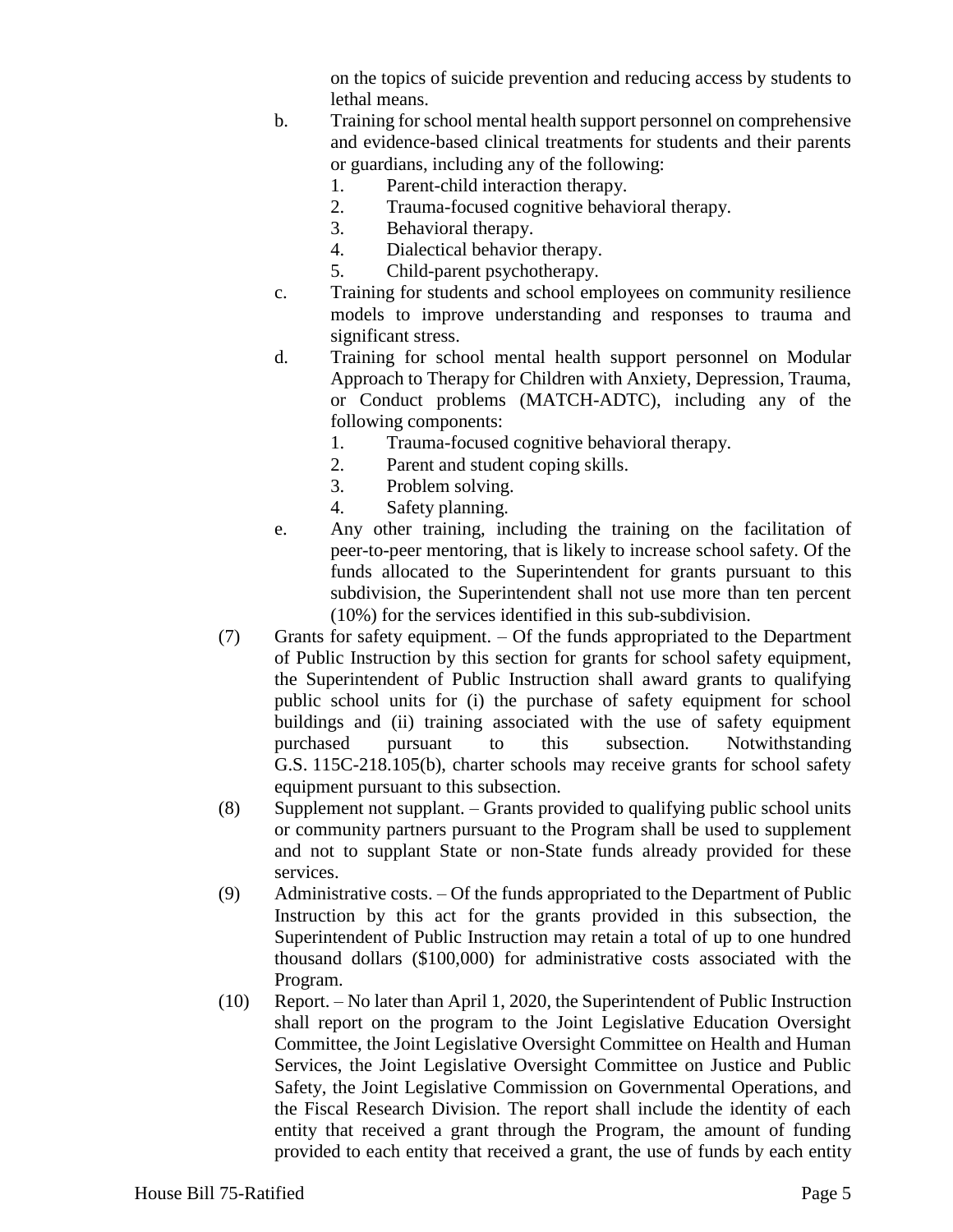on the topics of suicide prevention and reducing access by students to lethal means.

b. Training for school mental health support personnel on comprehensive and evidence-based clinical treatments for students and their parents or guardians, including any of the following:
   1. Parent-child interaction therapy.
   2. Trauma-focused cognitive behavioral therapy.
   3. Behavioral therapy.
   4. Dialectical behavior therapy.
   5. Child-parent psychotherapy.

c. Training for students and school employees on community resilience models to improve understanding and responses to trauma and significant stress.

d. Training for school mental health support personnel on Modular Approach to Therapy for Children with Anxiety, Depression, Trauma, or Conduct problems (MATCH-ADTC), including any of the following components:
   1. Trauma-focused cognitive behavioral therapy.
   2. Parent and student coping skills.
   3. Problem solving.
   4. Safety planning.

e. Any other training, including the training on the facilitation of peer-to-peer mentoring, that is likely to increase school safety. Of the funds allocated to the Superintendent for grants pursuant to this subdivision, the Superintendent shall not use more than ten percent (10%) for the services identified in this sub-subdivision.

(7) Grants for safety equipment. – Of the funds appropriated to the Department of Public Instruction by this section for grants for school safety equipment, the Superintendent of Public Instruction shall award grants to qualifying public school units for (i) the purchase of safety equipment for school buildings and (ii) training associated with the use of safety equipment purchased pursuant to this subsection. Notwithstanding G.S. 115C-218.105(b), charter schools may receive grants for school safety equipment pursuant to this subsection.

(8) Supplement not supplant. – Grants provided to qualifying public school units or community partners pursuant to the Program shall be used to supplement and not to supplant State or non-State funds already provided for these services.

(9) Administrative costs. – Of the funds appropriated to the Department of Public Instruction by this act for the grants provided in this subsection, the Superintendent of Public Instruction may retain a total of up to one hundred thousand dollars ($100,000) for administrative costs associated with the Program.

(10) Report. – No later than April 1, 2020, the Superintendent of Public Instruction shall report on the program to the Joint Legislative Education Oversight Committee, the Joint Legislative Oversight Committee on Health and Human Services, the Joint Legislative Oversight Committee on Justice and Public Safety, the Joint Legislative Commission on Governmental Operations, and the Fiscal Research Division. The report shall include the identity of each entity that received a grant through the Program, the amount of funding provided to each entity that received a grant, the use of funds by each entity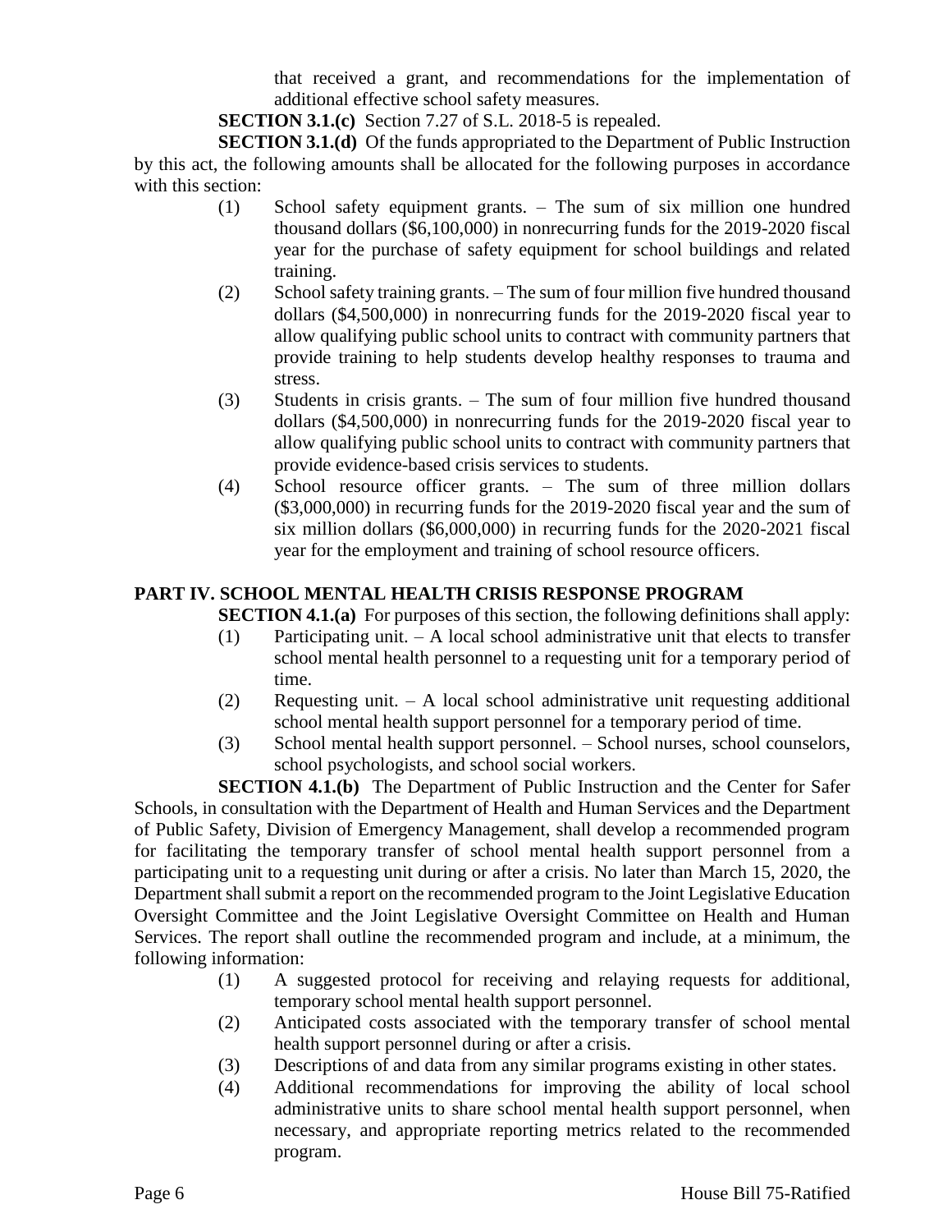that received a grant, and recommendations for the implementation of additional effective school safety measures.

**SECTION 3.1.(c)** Section 7.27 of S.L. 2018-5 is repealed.

**SECTION 3.1.(d)** Of the funds appropriated to the Department of Public Instruction by this act, the following amounts shall be allocated for the following purposes in accordance with this section:

(1) School safety equipment grants. – The sum of six million one hundred thousand dollars ($6,100,000) in nonrecurring funds for the 2019-2020 fiscal year for the purchase of safety equipment for school buildings and related training.

(2) School safety training grants. – The sum of four million five hundred thousand dollars ($4,500,000) in nonrecurring funds for the 2019-2020 fiscal year to allow qualifying public school units to contract with community partners that provide training to help students develop healthy responses to trauma and stress.

(3) Students in crisis grants. – The sum of four million five hundred thousand dollars ($4,500,000) in nonrecurring funds for the 2019-2020 fiscal year to allow qualifying public school units to contract with community partners that provide evidence-based crisis services to students.

(4) School resource officer grants. – The sum of three million dollars ($3,000,000) in recurring funds for the 2019-2020 fiscal year and the sum of six million dollars ($6,000,000) in recurring funds for the 2020-2021 fiscal year for the employment and training of school resource officers.

## PART IV. SCHOOL MENTAL HEALTH CRISIS RESPONSE PROGRAM

**SECTION 4.1.(a)** For purposes of this section, the following definitions shall apply:

(1) Participating unit. – A local school administrative unit that elects to transfer school mental health personnel to a requesting unit for a temporary period of time.

(2) Requesting unit. – A local school administrative unit requesting additional school mental health support personnel for a temporary period of time.

(3) School mental health support personnel. – School nurses, school counselors, school psychologists, and school social workers.

**SECTION 4.1.(b)** The Department of Public Instruction and the Center for Safer Schools, in consultation with the Department of Health and Human Services and the Department of Public Safety, Division of Emergency Management, shall develop a recommended program for facilitating the temporary transfer of school mental health support personnel from a participating unit to a requesting unit during or after a crisis. No later than March 15, 2020, the Department shall submit a report on the recommended program to the Joint Legislative Education Oversight Committee and the Joint Legislative Oversight Committee on Health and Human Services. The report shall outline the recommended program and include, at a minimum, the following information:

(1) A suggested protocol for receiving and relaying requests for additional, temporary school mental health support personnel.

(2) Anticipated costs associated with the temporary transfer of school mental health support personnel during or after a crisis.

(3) Descriptions of and data from any similar programs existing in other states.

(4) Additional recommendations for improving the ability of local school administrative units to share school mental health support personnel, when necessary, and appropriate reporting metrics related to the recommended program.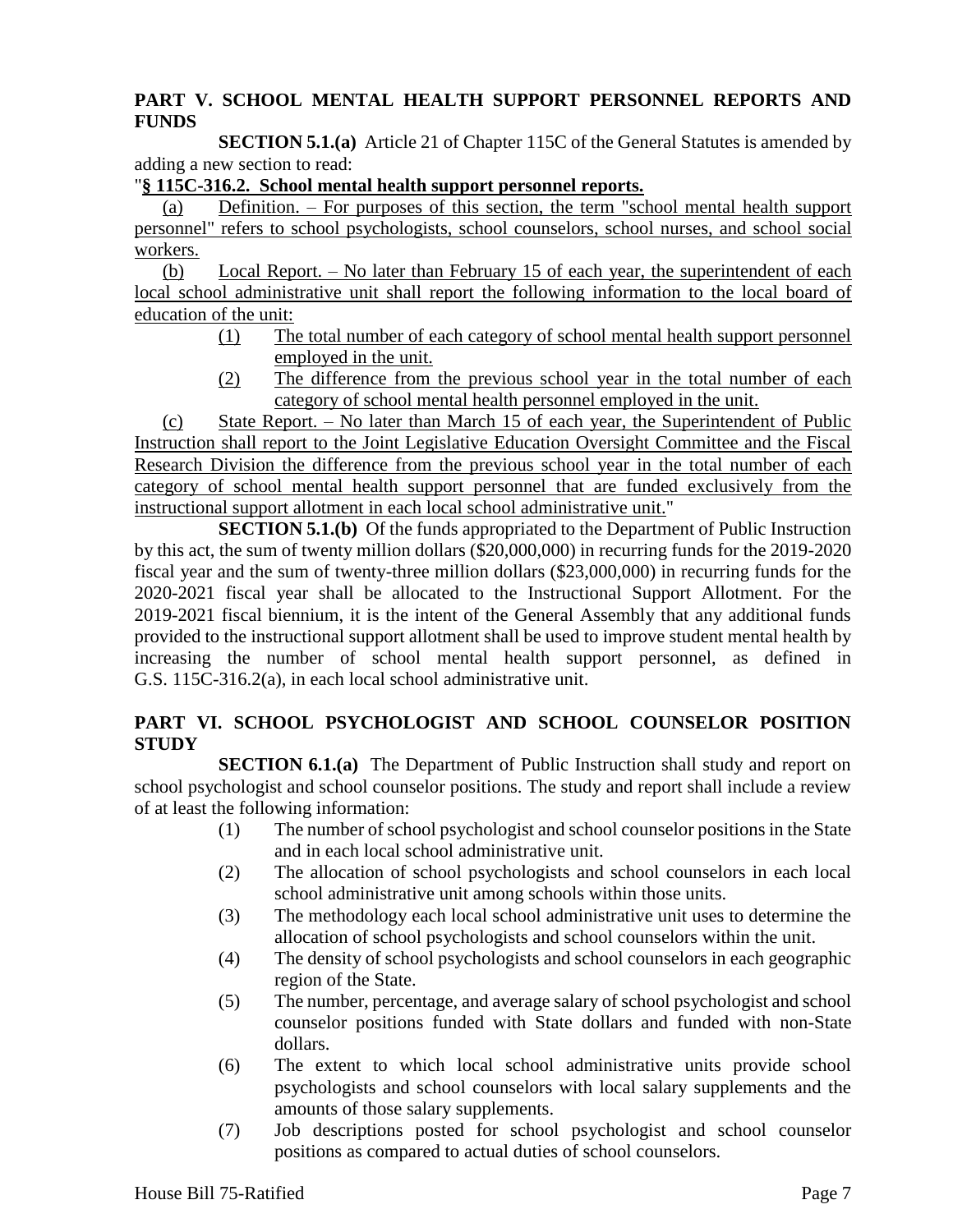**PART V. SCHOOL MENTAL HEALTH SUPPORT PERSONNEL REPORTS AND FUNDS**

**SECTION 5.1.(a)** Article 21 of Chapter 115C of the General Statutes is amended by adding a new section to read:

"**§ 115C-316.2. School mental health support personnel reports.**

(a) Definition. – For purposes of this section, the term "school mental health support personnel" refers to school psychologists, school counselors, school nurses, and school social workers.

(b) Local Report. – No later than February 15 of each year, the superintendent of each local school administrative unit shall report the following information to the local board of education of the unit:

(1) The total number of each category of school mental health support personnel employed in the unit.

(2) The difference from the previous school year in the total number of each category of school mental health personnel employed in the unit.

(c) State Report. – No later than March 15 of each year, the Superintendent of Public Instruction shall report to the Joint Legislative Education Oversight Committee and the Fiscal Research Division the difference from the previous school year in the total number of each category of school mental health support personnel that are funded exclusively from the instructional support allotment in each local school administrative unit."

**SECTION 5.1.(b)** Of the funds appropriated to the Department of Public Instruction by this act, the sum of twenty million dollars ($20,000,000) in recurring funds for the 2019-2020 fiscal year and the sum of twenty-three million dollars ($23,000,000) in recurring funds for the 2020-2021 fiscal year shall be allocated to the Instructional Support Allotment. For the 2019-2021 fiscal biennium, it is the intent of the General Assembly that any additional funds provided to the instructional support allotment shall be used to improve student mental health by increasing the number of school mental health support personnel, as defined in G.S. 115C-316.2(a), in each local school administrative unit.

**PART VI. SCHOOL PSYCHOLOGIST AND SCHOOL COUNSELOR POSITION STUDY**

**SECTION 6.1.(a)** The Department of Public Instruction shall study and report on school psychologist and school counselor positions. The study and report shall include a review of at least the following information:

(1) The number of school psychologist and school counselor positions in the State and in each local school administrative unit.

(2) The allocation of school psychologists and school counselors in each local school administrative unit among schools within those units.

(3) The methodology each local school administrative unit uses to determine the allocation of school psychologists and school counselors within the unit.

(4) The density of school psychologists and school counselors in each geographic region of the State.

(5) The number, percentage, and average salary of school psychologist and school counselor positions funded with State dollars and funded with non-State dollars.

(6) The extent to which local school administrative units provide school psychologists and school counselors with local salary supplements and the amounts of those salary supplements.

(7) Job descriptions posted for school psychologist and school counselor positions as compared to actual duties of school counselors.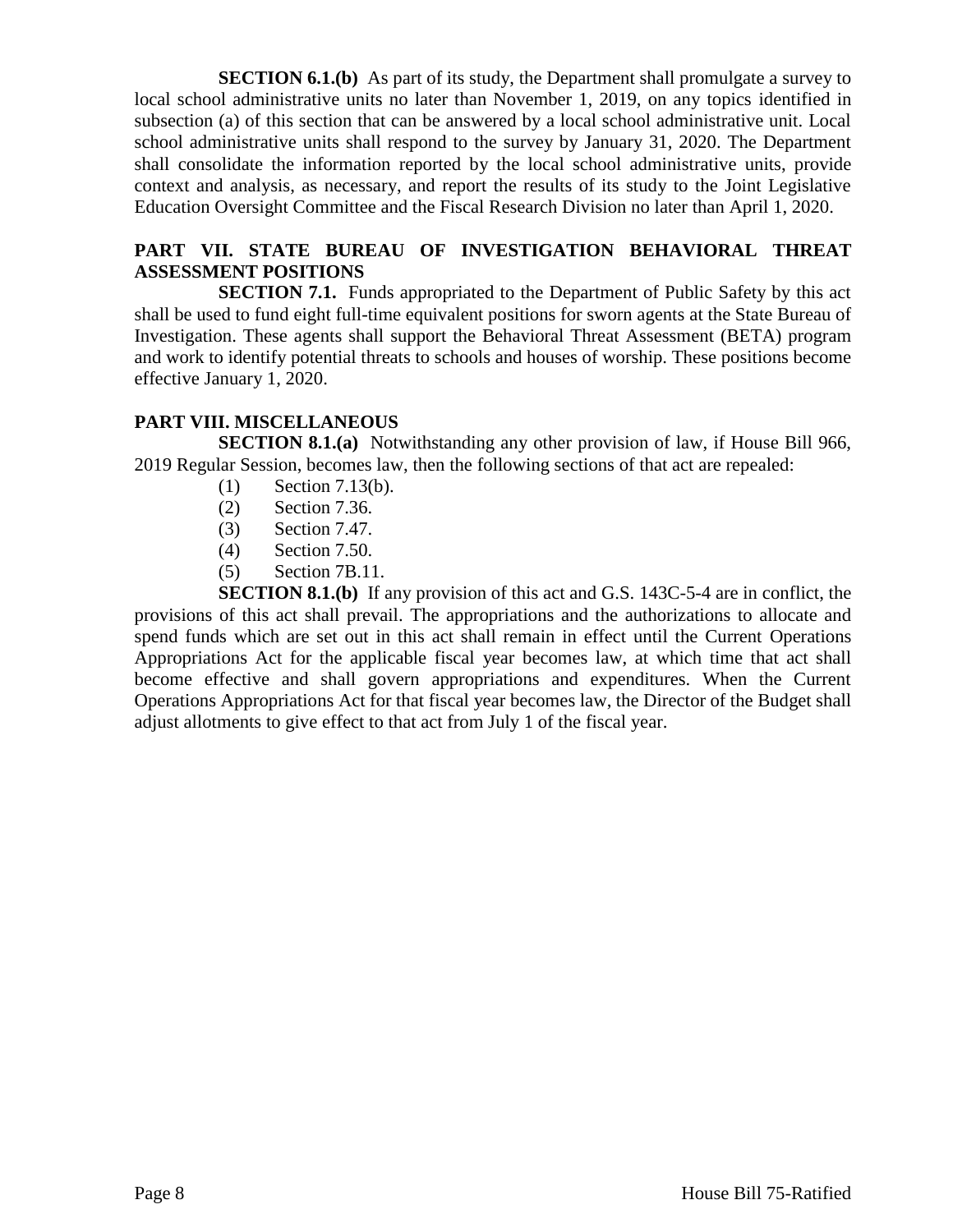**SECTION 6.1.(b)** As part of its study, the Department shall promulgate a survey to local school administrative units no later than November 1, 2019, on any topics identified in subsection (a) of this section that can be answered by a local school administrative unit. Local school administrative units shall respond to the survey by January 31, 2020. The Department shall consolidate the information reported by the local school administrative units, provide context and analysis, as necessary, and report the results of its study to the Joint Legislative Education Oversight Committee and the Fiscal Research Division no later than April 1, 2020.

## PART VII. STATE BUREAU OF INVESTIGATION BEHAVIORAL THREAT ASSESSMENT POSITIONS

**SECTION 7.1.** Funds appropriated to the Department of Public Safety by this act shall be used to fund eight full-time equivalent positions for sworn agents at the State Bureau of Investigation. These agents shall support the Behavioral Threat Assessment (BETA) program and work to identify potential threats to schools and houses of worship. These positions become effective January 1, 2020.

## PART VIII. MISCELLANEOUS

**SECTION 8.1.(a)** Notwithstanding any other provision of law, if House Bill 966, 2019 Regular Session, becomes law, then the following sections of that act are repealed:

(1) Section 7.13(b).
(2) Section 7.36.
(3) Section 7.47.
(4) Section 7.50.
(5) Section 7B.11.

**SECTION 8.1.(b)** If any provision of this act and G.S. 143C-5-4 are in conflict, the provisions of this act shall prevail. The appropriations and the authorizations to allocate and spend funds which are set out in this act shall remain in effect until the Current Operations Appropriations Act for the applicable fiscal year becomes law, at which time that act shall become effective and shall govern appropriations and expenditures. When the Current Operations Appropriations Act for that fiscal year becomes law, the Director of the Budget shall adjust allotments to give effect to that act from July 1 of the fiscal year.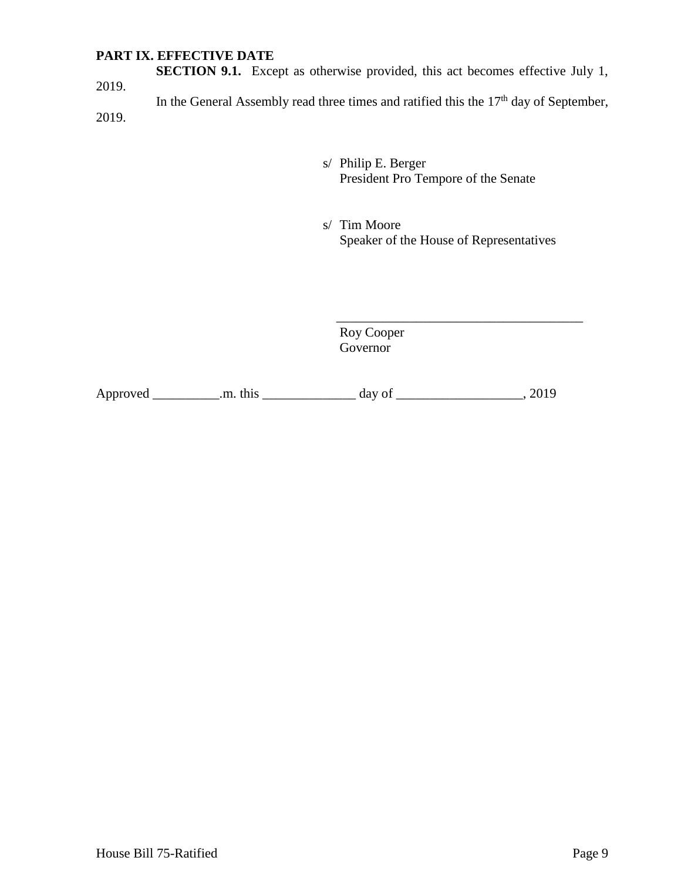## PART IX. EFFECTIVE DATE

**SECTION 9.1.** Except as otherwise provided, this act becomes effective July 1, 2019.

In the General Assembly read three times and ratified this the 17th day of September, 2019.

s/ Philip E. Berger
President Pro Tempore of the Senate

s/ Tim Moore
Speaker of the House of Representatives

_____________________________________
Roy Cooper
Governor

Approved __________.m. this ______________ day of ___________________, 2019